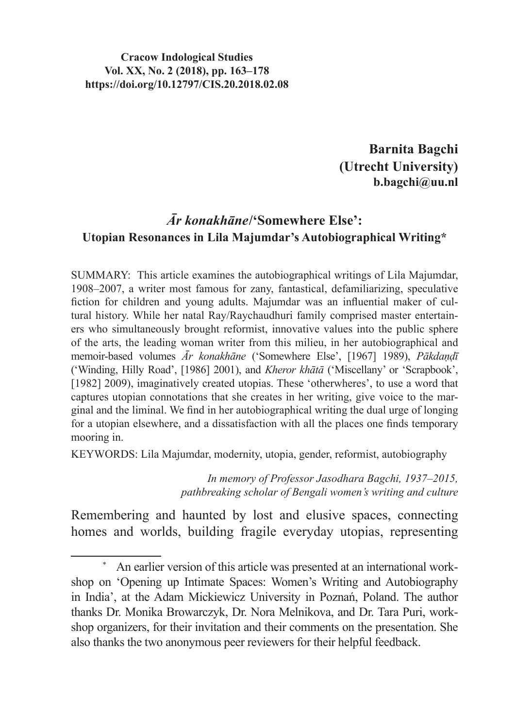**Cracow Indological Studies**
**Vol. XX, No. 2 (2018), pp. 163–178**
**https://doi.org/10.12797/CIS.20.2018.02.08**

**Barnita Bagchi**
**(Utrecht University)**
**b.bagchi@uu.nl**

# *Ār konakhāne*/'Somewhere Else': Utopian Resonances in Lila Majumdar's Autobiographical Writing*

SUMMARY: This article examines the autobiographical writings of Lila Majumdar, 1908–2007, a writer most famous for zany, fantastical, defamiliarizing, speculative fiction for children and young adults. Majumdar was an influential maker of cultural history. While her natal Ray/Raychaudhuri family comprised master entertainers who simultaneously brought reformist, innovative values into the public sphere of the arts, the leading woman writer from this milieu, in her autobiographical and memoir-based volumes *Ār konakhāne* ('Somewhere Else', [1967] 1989), *Pākdaṇḍī* ('Winding, Hilly Road', [1986] 2001), and *Kheror khātā* ('Miscellany' or 'Scrapbook', [1982] 2009), imaginatively created utopias. These 'otherwheres', to use a word that captures utopian connotations that she creates in her writing, give voice to the marginal and the liminal. We find in her autobiographical writing the dual urge of longing for a utopian elsewhere, and a dissatisfaction with all the places one finds temporary mooring in.

KEYWORDS: Lila Majumdar, modernity, utopia, gender, reformist, autobiography

*In memory of Professor Jasodhara Bagchi, 1937–2015, pathbreaking scholar of Bengali women's writing and culture*

Remembering and haunted by lost and elusive spaces, connecting homes and worlds, building fragile everyday utopias, representing

---

\* An earlier version of this article was presented at an international workshop on 'Opening up Intimate Spaces: Women's Writing and Autobiography in India', at the Adam Mickiewicz University in Poznań, Poland. The author thanks Dr. Monika Browarczyk, Dr. Nora Melnikova, and Dr. Tara Puri, workshop organizers, for their invitation and their comments on the presentation. She also thanks the two anonymous peer reviewers for their helpful feedback.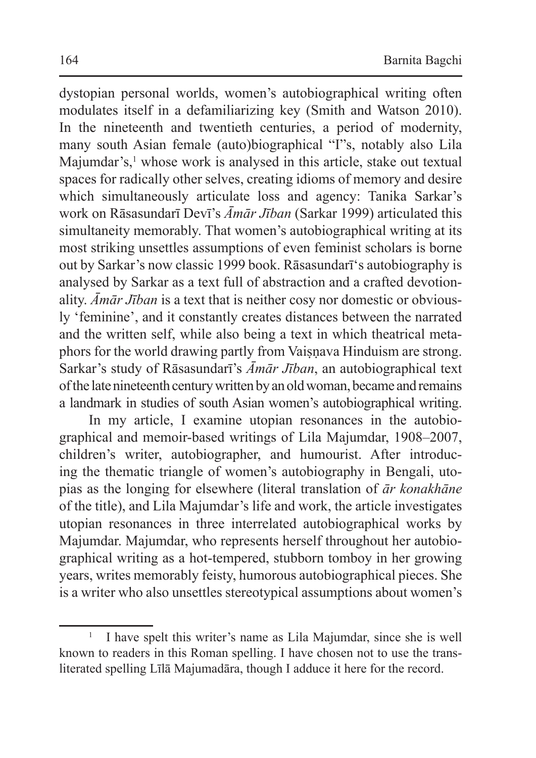dystopian personal worlds, women's autobiographical writing often modulates itself in a defamiliarizing key (Smith and Watson 2010). In the nineteenth and twentieth centuries, a period of modernity, many south Asian female (auto)biographical "I"s, notably also Lila Majumdar's,[1] whose work is analysed in this article, stake out textual spaces for radically other selves, creating idioms of memory and desire which simultaneously articulate loss and agency: Tanika Sarkar's work on Rāsasundarī Devī's *Āmār Jīban* (Sarkar 1999) articulated this simultaneity memorably. That women's autobiographical writing at its most striking unsettles assumptions of even feminist scholars is borne out by Sarkar's now classic 1999 book. Rāsasundarī's autobiography is analysed by Sarkar as a text full of abstraction and a crafted devotionality. *Āmār Jīban* is a text that is neither cosy nor domestic or obviously 'feminine', and it constantly creates distances between the narrated and the written self, while also being a text in which theatrical metaphors for the world drawing partly from Vaiṣṇava Hinduism are strong. Sarkar's study of Rāsasundarī's *Āmār Jīban*, an autobiographical text of the late nineteenth century written by an old woman, became and remains a landmark in studies of south Asian women's autobiographical writing.

In my article, I examine utopian resonances in the autobiographical and memoir-based writings of Lila Majumdar, 1908–2007, children's writer, autobiographer, and humourist. After introducing the thematic triangle of women's autobiography in Bengali, utopias as the longing for elsewhere (literal translation of *ār konakhāne* of the title), and Lila Majumdar's life and work, the article investigates utopian resonances in three interrelated autobiographical works by Majumdar. Majumdar, who represents herself throughout her autobiographical writing as a hot-tempered, stubborn tomboy in her growing years, writes memorably feisty, humorous autobiographical pieces. She is a writer who also unsettles stereotypical assumptions about women's

[1] I have spelt this writer's name as Lila Majumdar, since she is well known to readers in this Roman spelling. I have chosen not to use the transliterated spelling Līlā Majumadāra, though I adduce it here for the record.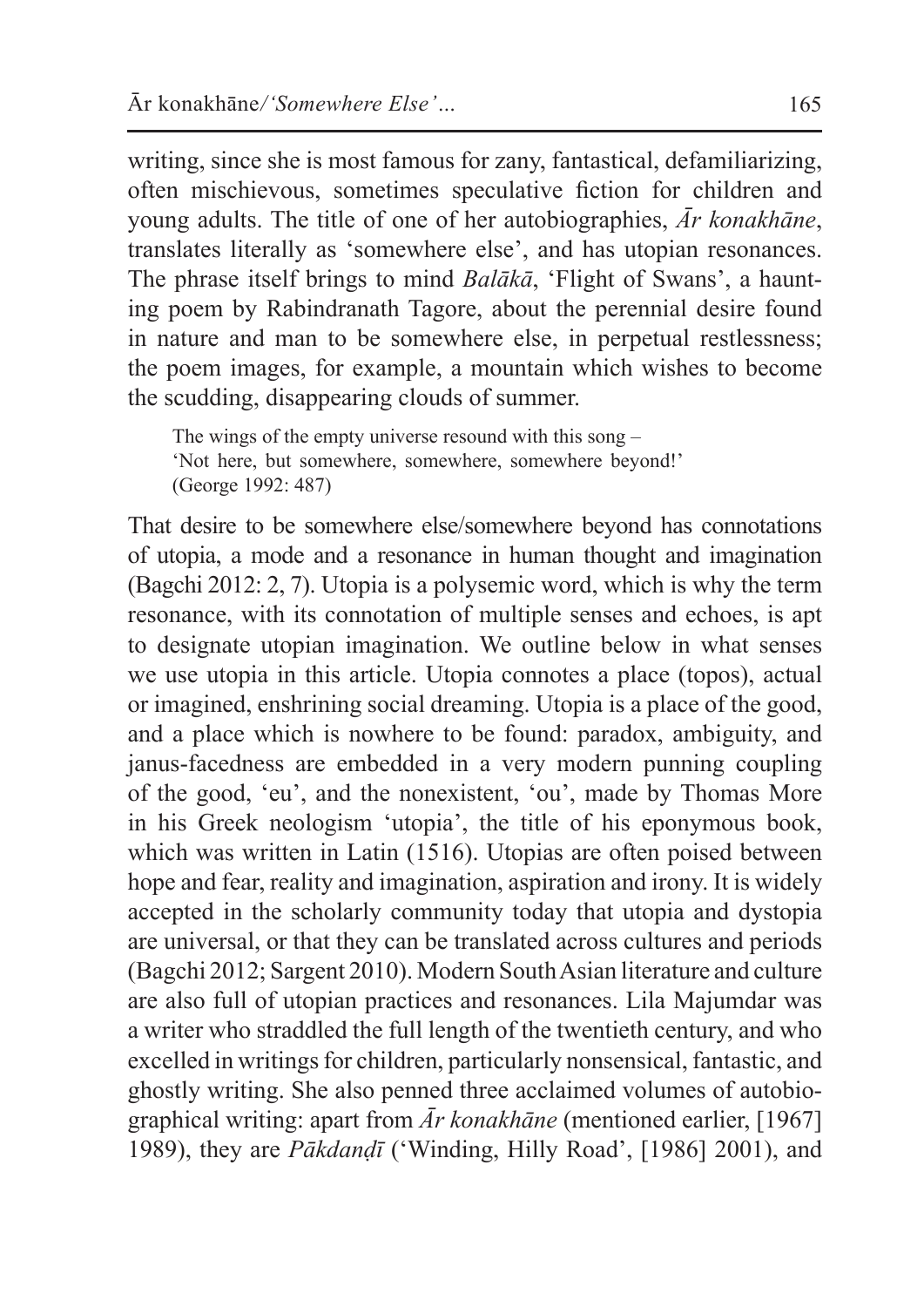writing, since she is most famous for zany, fantastical, defamiliarizing, often mischievous, sometimes speculative fiction for children and young adults. The title of one of her autobiographies, *Ār konakhāne*, translates literally as 'somewhere else', and has utopian resonances. The phrase itself brings to mind *Balākā*, 'Flight of Swans', a haunting poem by Rabindranath Tagore, about the perennial desire found in nature and man to be somewhere else, in perpetual restlessness; the poem images, for example, a mountain which wishes to become the scudding, disappearing clouds of summer.

> The wings of the empty universe resound with this song –
> 'Not here, but somewhere, somewhere, somewhere beyond!'
> (George 1992: 487)

That desire to be somewhere else/somewhere beyond has connotations of utopia, a mode and a resonance in human thought and imagination (Bagchi 2012: 2, 7). Utopia is a polysemic word, which is why the term resonance, with its connotation of multiple senses and echoes, is apt to designate utopian imagination. We outline below in what senses we use utopia in this article. Utopia connotes a place (topos), actual or imagined, enshrining social dreaming. Utopia is a place of the good, and a place which is nowhere to be found: paradox, ambiguity, and janus-facedness are embedded in a very modern punning coupling of the good, 'eu', and the nonexistent, 'ou', made by Thomas More in his Greek neologism 'utopia', the title of his eponymous book, which was written in Latin (1516). Utopias are often poised between hope and fear, reality and imagination, aspiration and irony. It is widely accepted in the scholarly community today that utopia and dystopia are universal, or that they can be translated across cultures and periods (Bagchi 2012; Sargent 2010). Modern South Asian literature and culture are also full of utopian practices and resonances. Lila Majumdar was a writer who straddled the full length of the twentieth century, and who excelled in writings for children, particularly nonsensical, fantastic, and ghostly writing. She also penned three acclaimed volumes of autobiographical writing: apart from *Ār konakhāne* (mentioned earlier, [1967] 1989), they are *Pākdaṇḍī* ('Winding, Hilly Road', [1986] 2001), and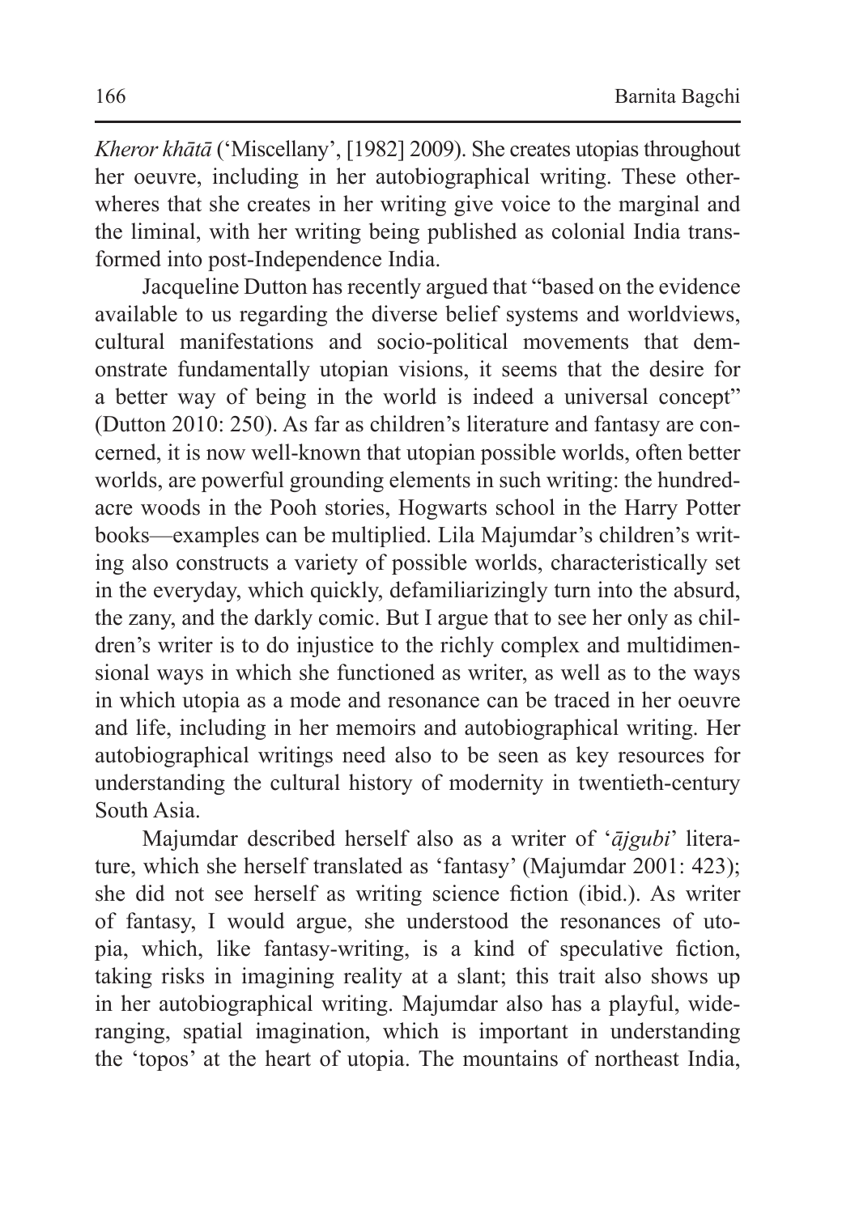*Kheror khātā* ('Miscellany', [1982] 2009). She creates utopias throughout her oeuvre, including in her autobiographical writing. These otherwheres that she creates in her writing give voice to the marginal and the liminal, with her writing being published as colonial India transformed into post-Independence India.

Jacqueline Dutton has recently argued that "based on the evidence available to us regarding the diverse belief systems and worldviews, cultural manifestations and socio-political movements that demonstrate fundamentally utopian visions, it seems that the desire for a better way of being in the world is indeed a universal concept" (Dutton 2010: 250). As far as children's literature and fantasy are concerned, it is now well-known that utopian possible worlds, often better worlds, are powerful grounding elements in such writing: the hundred-acre woods in the Pooh stories, Hogwarts school in the Harry Potter books—examples can be multiplied. Lila Majumdar's children's writing also constructs a variety of possible worlds, characteristically set in the everyday, which quickly, defamiliarizingly turn into the absurd, the zany, and the darkly comic. But I argue that to see her only as children's writer is to do injustice to the richly complex and multidimensional ways in which she functioned as writer, as well as to the ways in which utopia as a mode and resonance can be traced in her oeuvre and life, including in her memoirs and autobiographical writing. Her autobiographical writings need also to be seen as key resources for understanding the cultural history of modernity in twentieth-century South Asia.

Majumdar described herself also as a writer of '*ājgubi*' literature, which she herself translated as 'fantasy' (Majumdar 2001: 423); she did not see herself as writing science fiction (ibid.). As writer of fantasy, I would argue, she understood the resonances of utopia, which, like fantasy-writing, is a kind of speculative fiction, taking risks in imagining reality at a slant; this trait also shows up in her autobiographical writing. Majumdar also has a playful, wide-ranging, spatial imagination, which is important in understanding the 'topos' at the heart of utopia. The mountains of northeast India,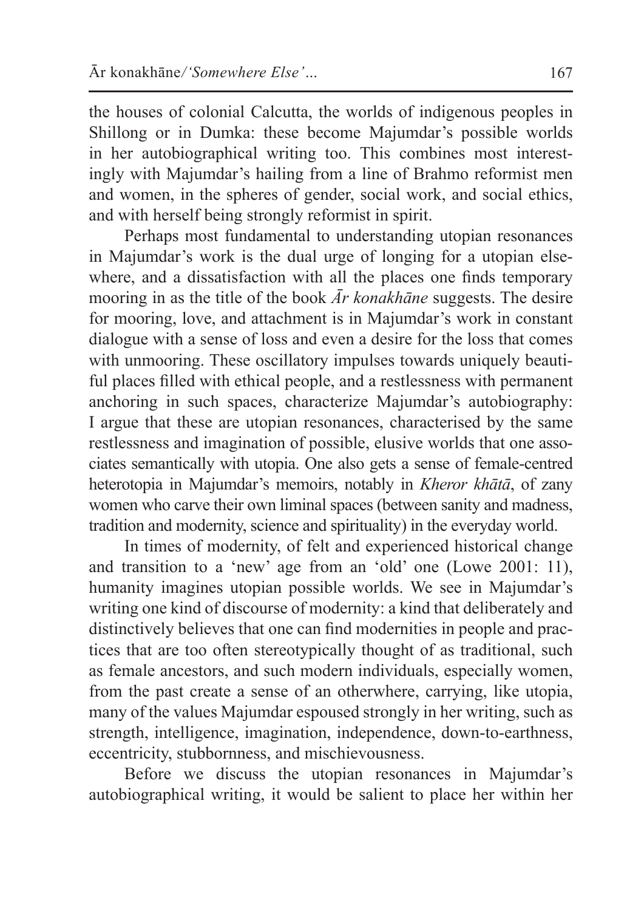the houses of colonial Calcutta, the worlds of indigenous peoples in Shillong or in Dumka: these become Majumdar's possible worlds in her autobiographical writing too. This combines most interestingly with Majumdar's hailing from a line of Brahmo reformist men and women, in the spheres of gender, social work, and social ethics, and with herself being strongly reformist in spirit.

Perhaps most fundamental to understanding utopian resonances in Majumdar's work is the dual urge of longing for a utopian elsewhere, and a dissatisfaction with all the places one finds temporary mooring in as the title of the book *Ār konakhāne* suggests. The desire for mooring, love, and attachment is in Majumdar's work in constant dialogue with a sense of loss and even a desire for the loss that comes with unmooring. These oscillatory impulses towards uniquely beautiful places filled with ethical people, and a restlessness with permanent anchoring in such spaces, characterize Majumdar's autobiography: I argue that these are utopian resonances, characterised by the same restlessness and imagination of possible, elusive worlds that one associates semantically with utopia. One also gets a sense of female-centred heterotopia in Majumdar's memoirs, notably in *Kheror khātā*, of zany women who carve their own liminal spaces (between sanity and madness, tradition and modernity, science and spirituality) in the everyday world.

In times of modernity, of felt and experienced historical change and transition to a 'new' age from an 'old' one (Lowe 2001: 11), humanity imagines utopian possible worlds. We see in Majumdar's writing one kind of discourse of modernity: a kind that deliberately and distinctively believes that one can find modernities in people and practices that are too often stereotypically thought of as traditional, such as female ancestors, and such modern individuals, especially women, from the past create a sense of an otherwhere, carrying, like utopia, many of the values Majumdar espoused strongly in her writing, such as strength, intelligence, imagination, independence, down-to-earthness, eccentricity, stubbornness, and mischievousness.

Before we discuss the utopian resonances in Majumdar's autobiographical writing, it would be salient to place her within her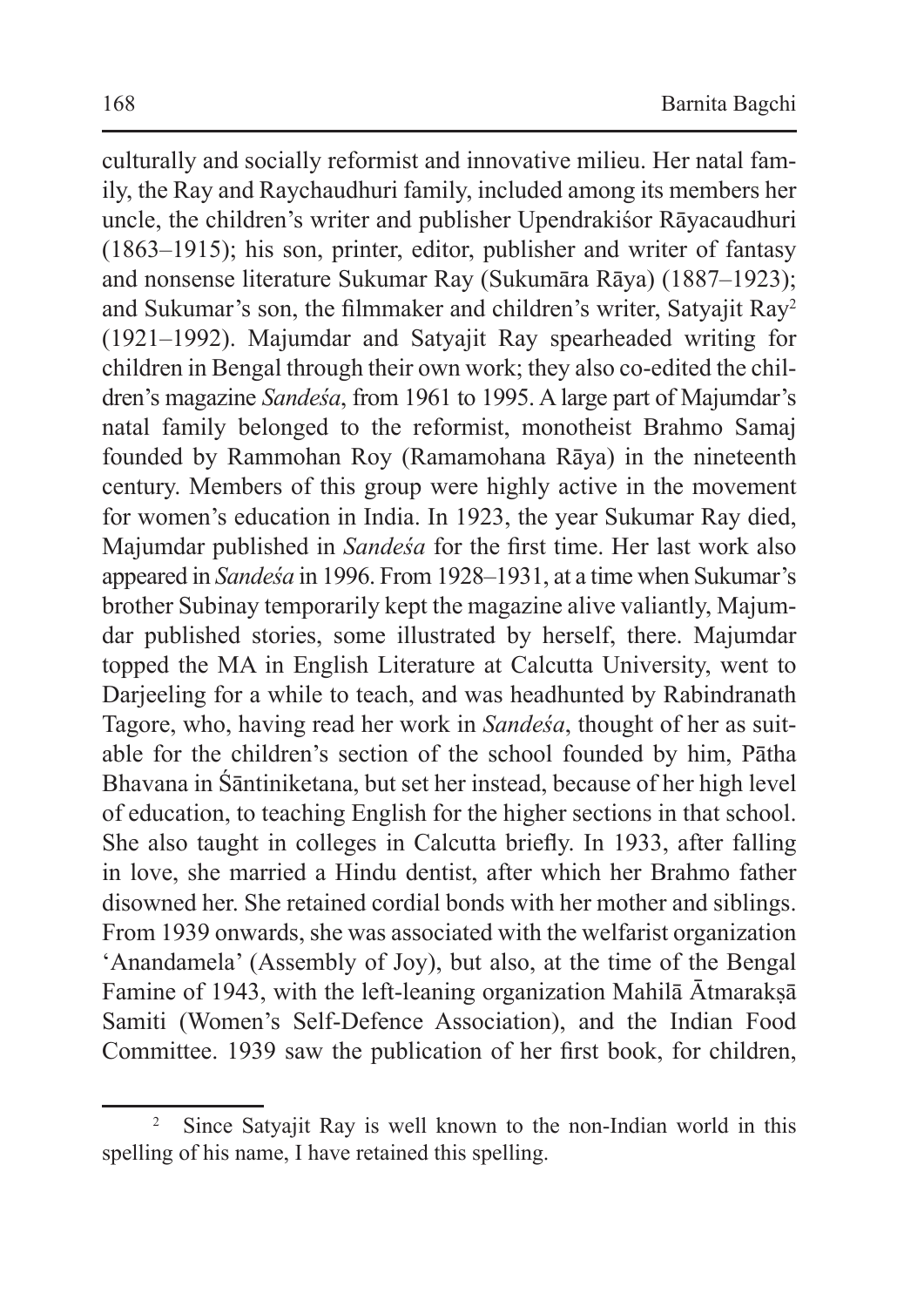culturally and socially reformist and innovative milieu. Her natal family, the Ray and Raychaudhuri family, included among its members her uncle, the children's writer and publisher Upendrakiśor Rāyacaudhuri (1863–1915); his son, printer, editor, publisher and writer of fantasy and nonsense literature Sukumar Ray (Sukumāra Rāya) (1887–1923); and Sukumar's son, the filmmaker and children's writer, Satyajit Ray[2] (1921–1992). Majumdar and Satyajit Ray spearheaded writing for children in Bengal through their own work; they also co-edited the children's magazine *Sandeśa*, from 1961 to 1995. A large part of Majumdar's natal family belonged to the reformist, monotheist Brahmo Samaj founded by Rammohan Roy (Ramamohana Rāya) in the nineteenth century. Members of this group were highly active in the movement for women's education in India. In 1923, the year Sukumar Ray died, Majumdar published in *Sandeśa* for the first time. Her last work also appeared in *Sandeśa* in 1996. From 1928–1931, at a time when Sukumar's brother Subinay temporarily kept the magazine alive valiantly, Majumdar published stories, some illustrated by herself, there. Majumdar topped the MA in English Literature at Calcutta University, went to Darjeeling for a while to teach, and was headhunted by Rabindranath Tagore, who, having read her work in *Sandeśa*, thought of her as suitable for the children's section of the school founded by him, Pātha Bhavana in Śāntiniketana, but set her instead, because of her high level of education, to teaching English for the higher sections in that school. She also taught in colleges in Calcutta briefly. In 1933, after falling in love, she married a Hindu dentist, after which her Brahmo father disowned her. She retained cordial bonds with her mother and siblings. From 1939 onwards, she was associated with the welfarist organization 'Anandamela' (Assembly of Joy), but also, at the time of the Bengal Famine of 1943, with the left-leaning organization Mahilā Ātmarakṣā Samiti (Women's Self-Defence Association), and the Indian Food Committee. 1939 saw the publication of her first book, for children,

[2] Since Satyajit Ray is well known to the non-Indian world in this spelling of his name, I have retained this spelling.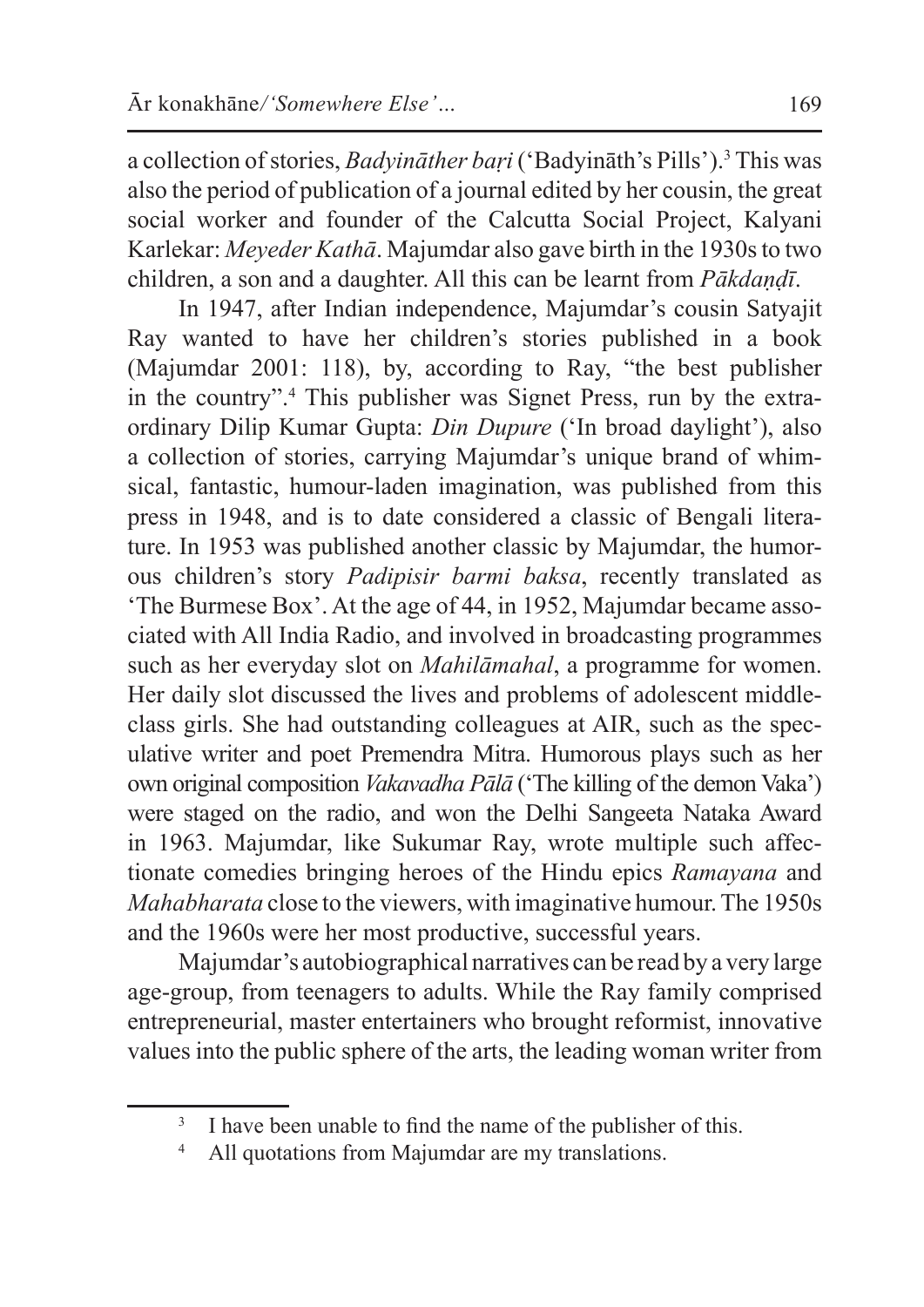a collection of stories, *Badyināther baṛi* ('Badyināth's Pills').[3] This was also the period of publication of a journal edited by her cousin, the great social worker and founder of the Calcutta Social Project, Kalyani Karlekar: *Meyeder Kathā*. Majumdar also gave birth in the 1930s to two children, a son and a daughter. All this can be learnt from *Pākdaṇḍī*.

In 1947, after Indian independence, Majumdar's cousin Satyajit Ray wanted to have her children's stories published in a book (Majumdar 2001: 118), by, according to Ray, "the best publisher in the country".[4] This publisher was Signet Press, run by the extraordinary Dilip Kumar Gupta: *Din Dupure* ('In broad daylight'), also a collection of stories, carrying Majumdar's unique brand of whimsical, fantastic, humour-laden imagination, was published from this press in 1948, and is to date considered a classic of Bengali literature. In 1953 was published another classic by Majumdar, the humorous children's story *Padipisir barmi baksa*, recently translated as 'The Burmese Box'. At the age of 44, in 1952, Majumdar became associated with All India Radio, and involved in broadcasting programmes such as her everyday slot on *Mahilāmahal*, a programme for women. Her daily slot discussed the lives and problems of adolescent middle-class girls. She had outstanding colleagues at AIR, such as the speculative writer and poet Premendra Mitra. Humorous plays such as her own original composition *Vakavadha Pālā* ('The killing of the demon Vaka') were staged on the radio, and won the Delhi Sangeeta Nataka Award in 1963. Majumdar, like Sukumar Ray, wrote multiple such affectionate comedies bringing heroes of the Hindu epics *Ramayana* and *Mahabharata* close to the viewers, with imaginative humour. The 1950s and the 1960s were her most productive, successful years.

Majumdar's autobiographical narratives can be read by a very large age-group, from teenagers to adults. While the Ray family comprised entrepreneurial, master entertainers who brought reformist, innovative values into the public sphere of the arts, the leading woman writer from

---

[3] I have been unable to find the name of the publisher of this.

[4] All quotations from Majumdar are my translations.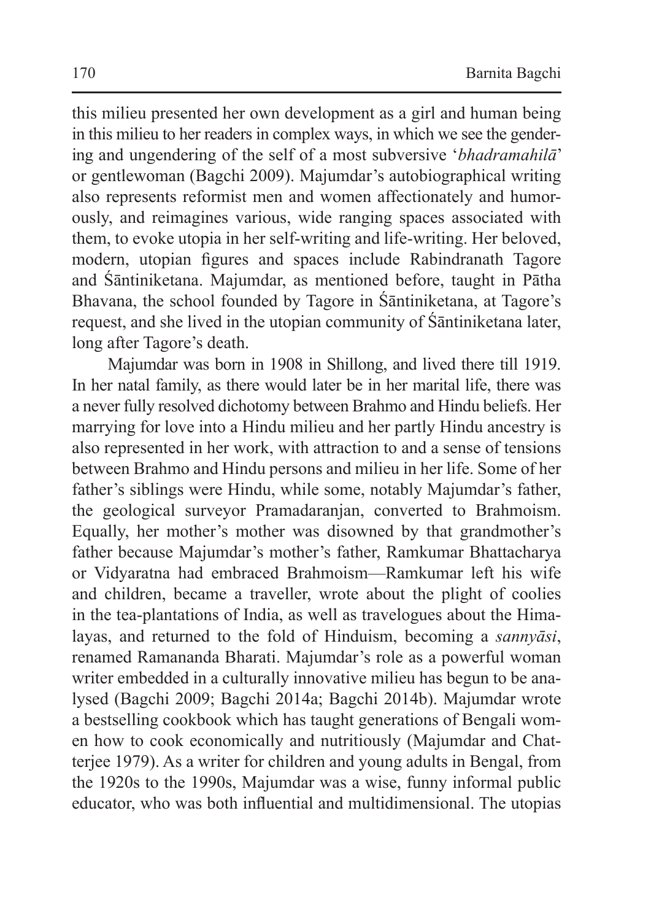this milieu presented her own development as a girl and human being in this milieu to her readers in complex ways, in which we see the gendering and ungendering of the self of a most subversive '*bhadramahilā*' or gentlewoman (Bagchi 2009). Majumdar's autobiographical writing also represents reformist men and women affectionately and humorously, and reimagines various, wide ranging spaces associated with them, to evoke utopia in her self-writing and life-writing. Her beloved, modern, utopian figures and spaces include Rabindranath Tagore and Śāntiniketana. Majumdar, as mentioned before, taught in Pātha Bhavana, the school founded by Tagore in Śāntiniketana, at Tagore's request, and she lived in the utopian community of Śāntiniketana later, long after Tagore's death.

Majumdar was born in 1908 in Shillong, and lived there till 1919. In her natal family, as there would later be in her marital life, there was a never fully resolved dichotomy between Brahmo and Hindu beliefs. Her marrying for love into a Hindu milieu and her partly Hindu ancestry is also represented in her work, with attraction to and a sense of tensions between Brahmo and Hindu persons and milieu in her life. Some of her father's siblings were Hindu, while some, notably Majumdar's father, the geological surveyor Pramadaranjan, converted to Brahmoism. Equally, her mother's mother was disowned by that grandmother's father because Majumdar's mother's father, Ramkumar Bhattacharya or Vidyaratna had embraced Brahmoism—Ramkumar left his wife and children, became a traveller, wrote about the plight of coolies in the tea-plantations of India, as well as travelogues about the Himalayas, and returned to the fold of Hinduism, becoming a *sannyāsi*, renamed Ramananda Bharati. Majumdar's role as a powerful woman writer embedded in a culturally innovative milieu has begun to be analysed (Bagchi 2009; Bagchi 2014a; Bagchi 2014b). Majumdar wrote a bestselling cookbook which has taught generations of Bengali women how to cook economically and nutritiously (Majumdar and Chatterjee 1979). As a writer for children and young adults in Bengal, from the 1920s to the 1990s, Majumdar was a wise, funny informal public educator, who was both influential and multidimensional. The utopias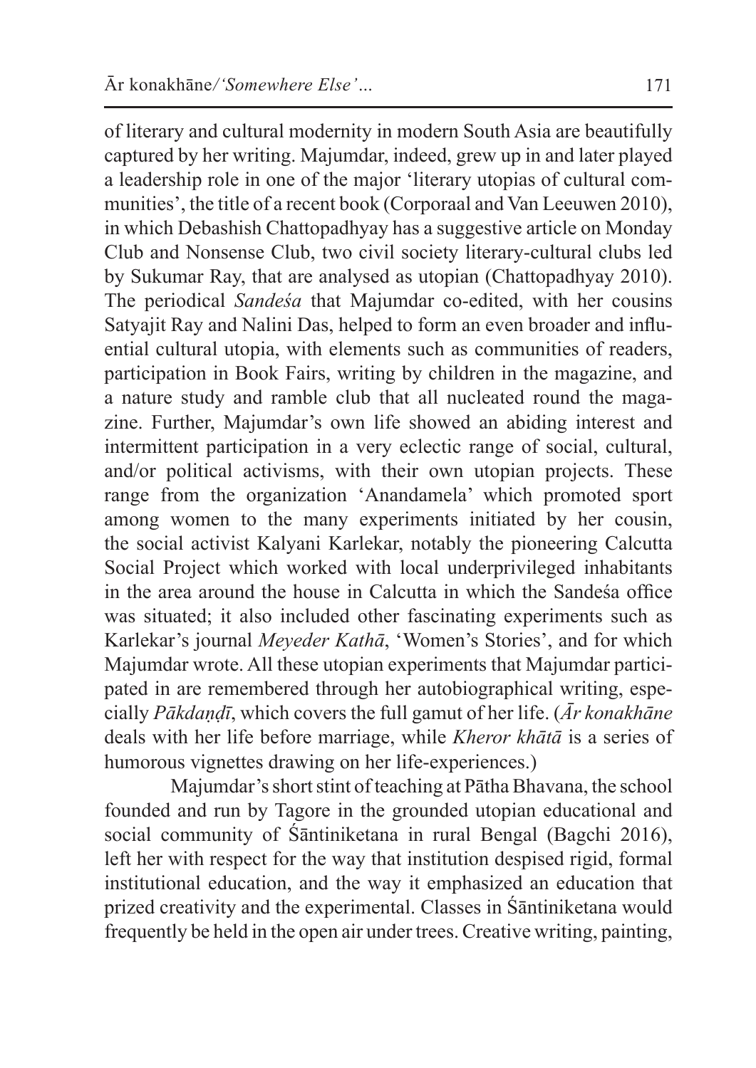of literary and cultural modernity in modern South Asia are beautifully captured by her writing. Majumdar, indeed, grew up in and later played a leadership role in one of the major 'literary utopias of cultural communities', the title of a recent book (Corporaal and Van Leeuwen 2010), in which Debashish Chattopadhyay has a suggestive article on Monday Club and Nonsense Club, two civil society literary-cultural clubs led by Sukumar Ray, that are analysed as utopian (Chattopadhyay 2010). The periodical *Sandeśa* that Majumdar co-edited, with her cousins Satyajit Ray and Nalini Das, helped to form an even broader and influential cultural utopia, with elements such as communities of readers, participation in Book Fairs, writing by children in the magazine, and a nature study and ramble club that all nucleated round the magazine. Further, Majumdar's own life showed an abiding interest and intermittent participation in a very eclectic range of social, cultural, and/or political activisms, with their own utopian projects. These range from the organization 'Anandamela' which promoted sport among women to the many experiments initiated by her cousin, the social activist Kalyani Karlekar, notably the pioneering Calcutta Social Project which worked with local underprivileged inhabitants in the area around the house in Calcutta in which the Sandeśa office was situated; it also included other fascinating experiments such as Karlekar's journal *Meyeder Kathā*, 'Women's Stories', and for which Majumdar wrote. All these utopian experiments that Majumdar participated in are remembered through her autobiographical writing, especially *Pākdaṇḍī*, which covers the full gamut of her life. (*Ār konakhāne* deals with her life before marriage, while *Kheror khātā* is a series of humorous vignettes drawing on her life-experiences.)

Majumdar's short stint of teaching at Pātha Bhavana, the school founded and run by Tagore in the grounded utopian educational and social community of Śāntiniketana in rural Bengal (Bagchi 2016), left her with respect for the way that institution despised rigid, formal institutional education, and the way it emphasized an education that prized creativity and the experimental. Classes in Śāntiniketana would frequently be held in the open air under trees. Creative writing, painting,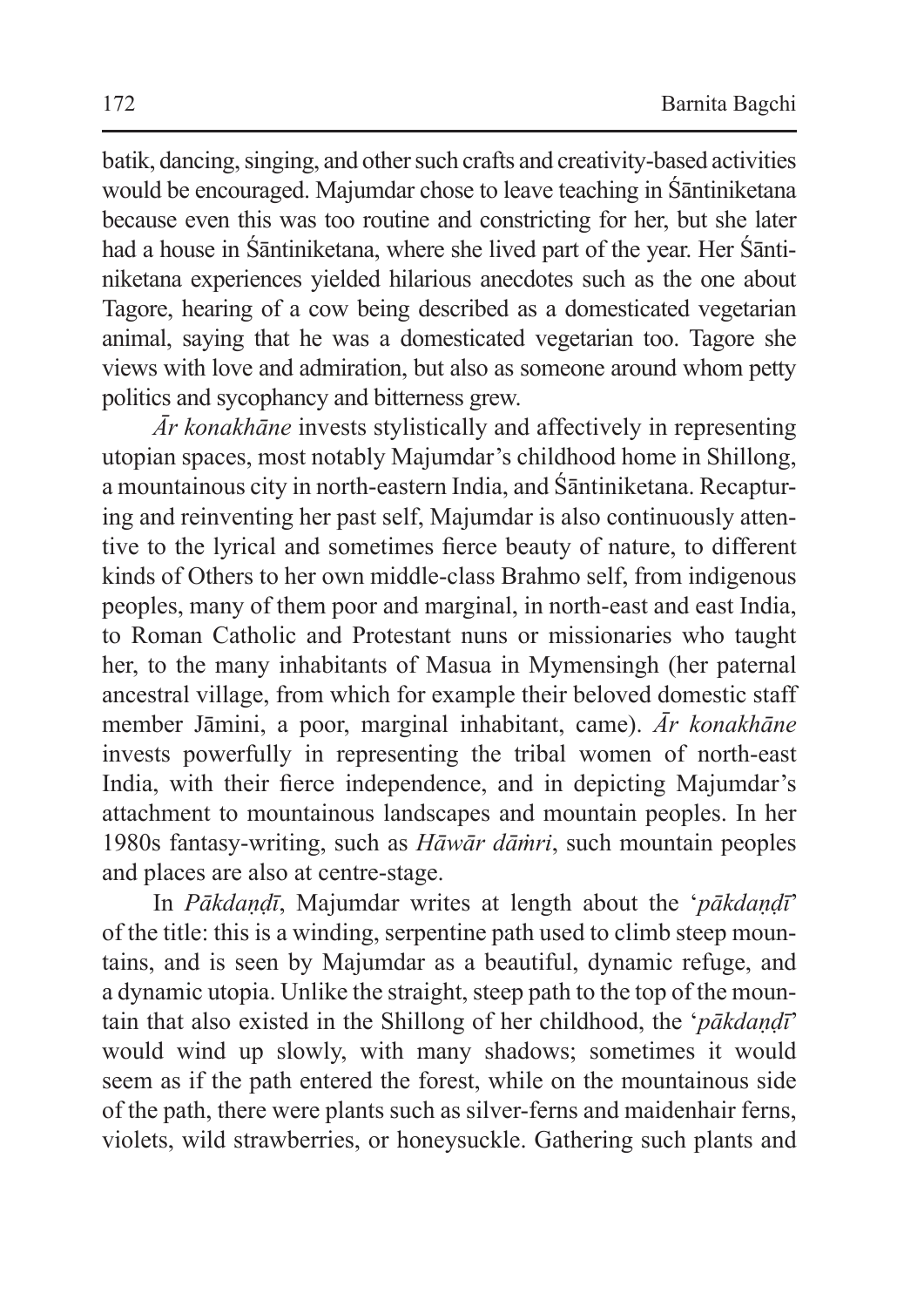batik, dancing, singing, and other such crafts and creativity-based activities would be encouraged. Majumdar chose to leave teaching in Śāntiniketana because even this was too routine and constricting for her, but she later had a house in Śāntiniketana, where she lived part of the year. Her Śāntiniketana experiences yielded hilarious anecdotes such as the one about Tagore, hearing of a cow being described as a domesticated vegetarian animal, saying that he was a domesticated vegetarian too. Tagore she views with love and admiration, but also as someone around whom petty politics and sycophancy and bitterness grew.

*Ār konakhāne* invests stylistically and affectively in representing utopian spaces, most notably Majumdar's childhood home in Shillong, a mountainous city in north-eastern India, and Śāntiniketana. Recapturing and reinventing her past self, Majumdar is also continuously attentive to the lyrical and sometimes fierce beauty of nature, to different kinds of Others to her own middle-class Brahmo self, from indigenous peoples, many of them poor and marginal, in north-east and east India, to Roman Catholic and Protestant nuns or missionaries who taught her, to the many inhabitants of Masua in Mymensingh (her paternal ancestral village, from which for example their beloved domestic staff member Jāmini, a poor, marginal inhabitant, came). *Ār konakhāne* invests powerfully in representing the tribal women of north-east India, with their fierce independence, and in depicting Majumdar's attachment to mountainous landscapes and mountain peoples. In her 1980s fantasy-writing, such as *Hāwār dāṁri*, such mountain peoples and places are also at centre-stage.

In *Pākdaṇḍī*, Majumdar writes at length about the '*pākdaṇḍī*' of the title: this is a winding, serpentine path used to climb steep mountains, and is seen by Majumdar as a beautiful, dynamic refuge, and a dynamic utopia. Unlike the straight, steep path to the top of the mountain that also existed in the Shillong of her childhood, the '*pākdaṇḍī*' would wind up slowly, with many shadows; sometimes it would seem as if the path entered the forest, while on the mountainous side of the path, there were plants such as silver-ferns and maidenhair ferns, violets, wild strawberries, or honeysuckle. Gathering such plants and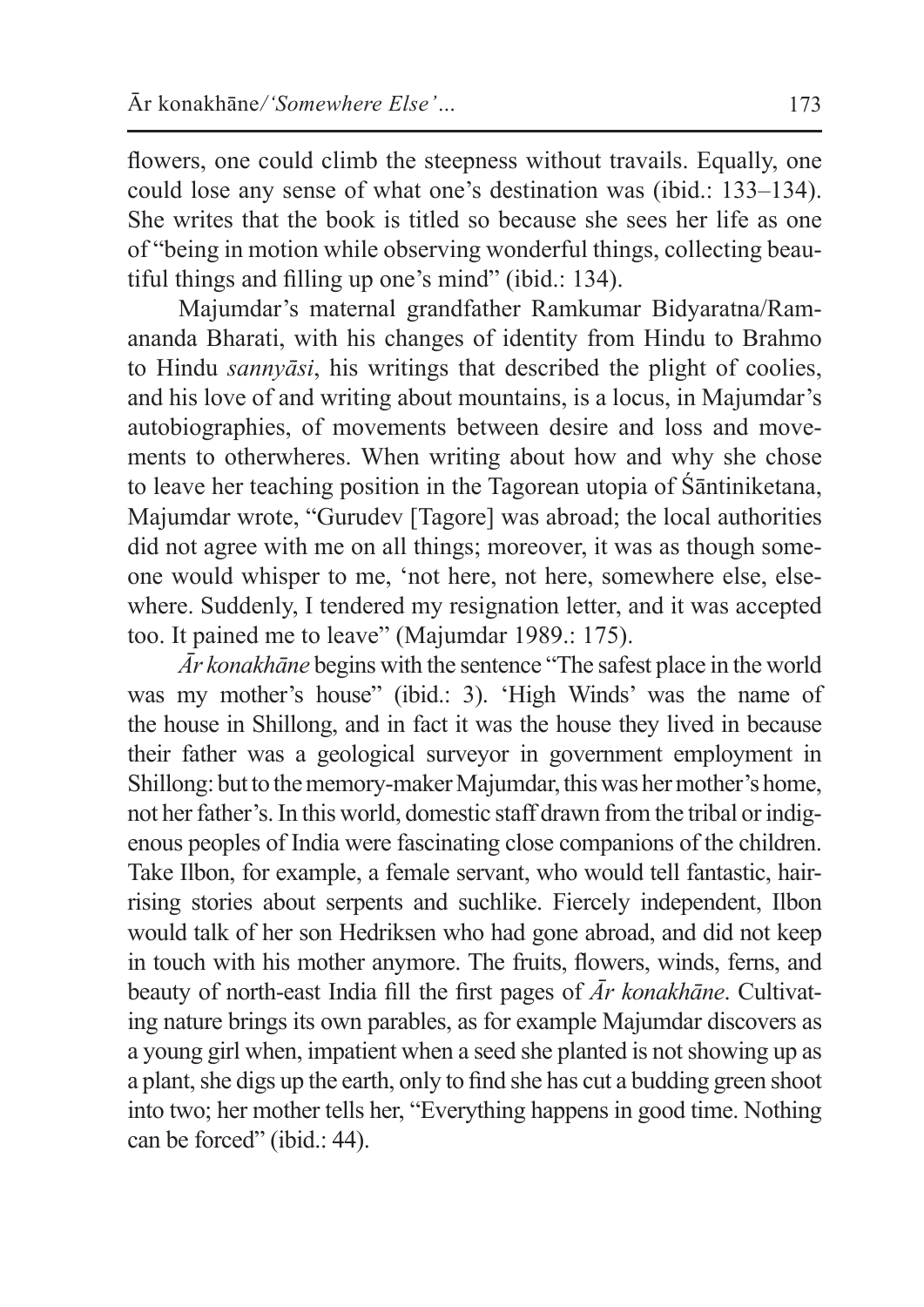flowers, one could climb the steepness without travails. Equally, one could lose any sense of what one's destination was (ibid.: 133–134). She writes that the book is titled so because she sees her life as one of "being in motion while observing wonderful things, collecting beautiful things and filling up one's mind" (ibid.: 134).

Majumdar's maternal grandfather Ramkumar Bidyaratna/Ramananda Bharati, with his changes of identity from Hindu to Brahmo to Hindu *sannyāsi*, his writings that described the plight of coolies, and his love of and writing about mountains, is a locus, in Majumdar's autobiographies, of movements between desire and loss and movements to otherwheres. When writing about how and why she chose to leave her teaching position in the Tagorean utopia of Śāntiniketana, Majumdar wrote, "Gurudev [Tagore] was abroad; the local authorities did not agree with me on all things; moreover, it was as though someone would whisper to me, 'not here, not here, somewhere else, elsewhere. Suddenly, I tendered my resignation letter, and it was accepted too. It pained me to leave" (Majumdar 1989.: 175).

*Ār konakhāne* begins with the sentence "The safest place in the world was my mother's house" (ibid.: 3). 'High Winds' was the name of the house in Shillong, and in fact it was the house they lived in because their father was a geological surveyor in government employment in Shillong: but to the memory-maker Majumdar, this was her mother's home, not her father's. In this world, domestic staff drawn from the tribal or indigenous peoples of India were fascinating close companions of the children. Take Ilbon, for example, a female servant, who would tell fantastic, hair-rising stories about serpents and suchlike. Fiercely independent, Ilbon would talk of her son Hedriksen who had gone abroad, and did not keep in touch with his mother anymore. The fruits, flowers, winds, ferns, and beauty of north-east India fill the first pages of *Ār konakhāne*. Cultivating nature brings its own parables, as for example Majumdar discovers as a young girl when, impatient when a seed she planted is not showing up as a plant, she digs up the earth, only to find she has cut a budding green shoot into two; her mother tells her, "Everything happens in good time. Nothing can be forced" (ibid.: 44).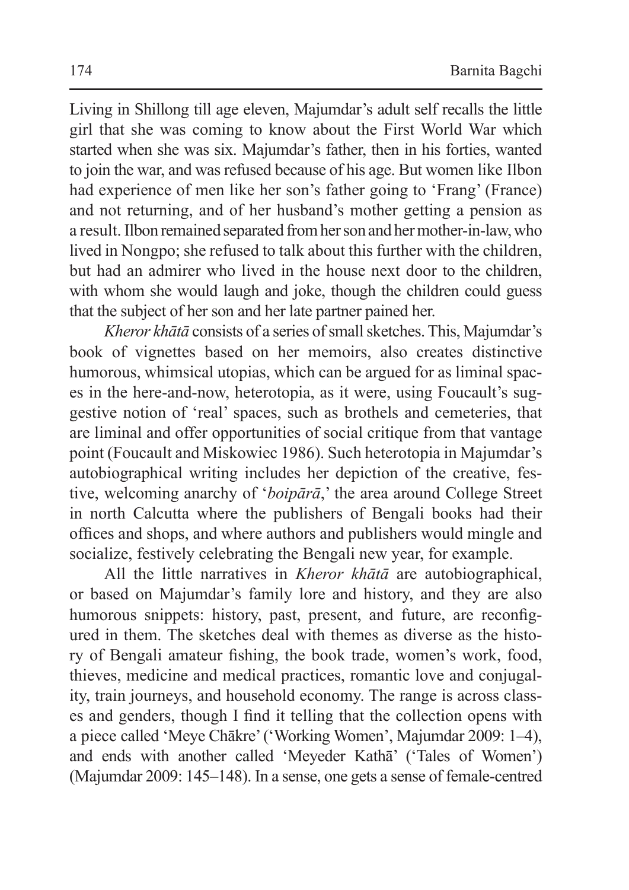Living in Shillong till age eleven, Majumdar's adult self recalls the little girl that she was coming to know about the First World War which started when she was six. Majumdar's father, then in his forties, wanted to join the war, and was refused because of his age. But women like Ilbon had experience of men like her son's father going to 'Frang' (France) and not returning, and of her husband's mother getting a pension as a result. Ilbon remained separated from her son and her mother-in-law, who lived in Nongpo; she refused to talk about this further with the children, but had an admirer who lived in the house next door to the children, with whom she would laugh and joke, though the children could guess that the subject of her son and her late partner pained her.

*Kheror khātā* consists of a series of small sketches. This, Majumdar's book of vignettes based on her memoirs, also creates distinctive humorous, whimsical utopias, which can be argued for as liminal spaces in the here-and-now, heterotopia, as it were, using Foucault's suggestive notion of 'real' spaces, such as brothels and cemeteries, that are liminal and offer opportunities of social critique from that vantage point (Foucault and Miskowiec 1986). Such heterotopia in Majumdar's autobiographical writing includes her depiction of the creative, festive, welcoming anarchy of '*boipārā*,' the area around College Street in north Calcutta where the publishers of Bengali books had their offices and shops, and where authors and publishers would mingle and socialize, festively celebrating the Bengali new year, for example.

All the little narratives in *Kheror khātā* are autobiographical, or based on Majumdar's family lore and history, and they are also humorous snippets: history, past, present, and future, are reconfigured in them. The sketches deal with themes as diverse as the history of Bengali amateur fishing, the book trade, women's work, food, thieves, medicine and medical practices, romantic love and conjugality, train journeys, and household economy. The range is across classes and genders, though I find it telling that the collection opens with a piece called 'Meye Chākre' ('Working Women', Majumdar 2009: 1–4), and ends with another called 'Meyeder Kathā' ('Tales of Women') (Majumdar 2009: 145–148). In a sense, one gets a sense of female-centred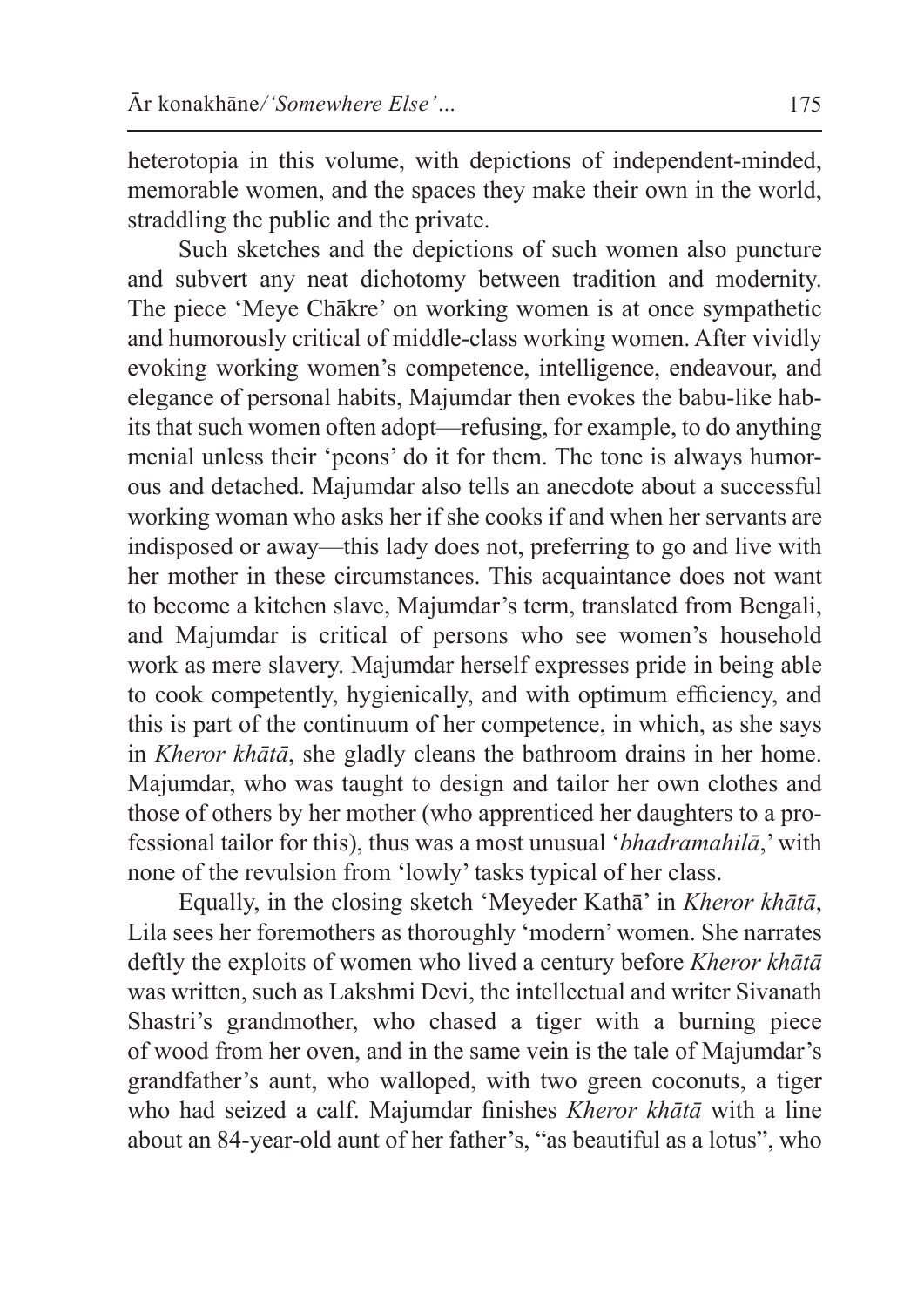heterotopia in this volume, with depictions of independent-minded, memorable women, and the spaces they make their own in the world, straddling the public and the private.

Such sketches and the depictions of such women also puncture and subvert any neat dichotomy between tradition and modernity. The piece 'Meye Chākre' on working women is at once sympathetic and humorously critical of middle-class working women. After vividly evoking working women's competence, intelligence, endeavour, and elegance of personal habits, Majumdar then evokes the babu-like habits that such women often adopt—refusing, for example, to do anything menial unless their 'peons' do it for them. The tone is always humorous and detached. Majumdar also tells an anecdote about a successful working woman who asks her if she cooks if and when her servants are indisposed or away—this lady does not, preferring to go and live with her mother in these circumstances. This acquaintance does not want to become a kitchen slave, Majumdar's term, translated from Bengali, and Majumdar is critical of persons who see women's household work as mere slavery. Majumdar herself expresses pride in being able to cook competently, hygienically, and with optimum efficiency, and this is part of the continuum of her competence, in which, as she says in *Kheror khātā*, she gladly cleans the bathroom drains in her home. Majumdar, who was taught to design and tailor her own clothes and those of others by her mother (who apprenticed her daughters to a professional tailor for this), thus was a most unusual '*bhadramahilā*,' with none of the revulsion from 'lowly' tasks typical of her class.

Equally, in the closing sketch 'Meyeder Kathā' in *Kheror khātā*, Lila sees her foremothers as thoroughly 'modern' women. She narrates deftly the exploits of women who lived a century before *Kheror khātā* was written, such as Lakshmi Devi, the intellectual and writer Sivanath Shastri's grandmother, who chased a tiger with a burning piece of wood from her oven, and in the same vein is the tale of Majumdar's grandfather's aunt, who walloped, with two green coconuts, a tiger who had seized a calf. Majumdar finishes *Kheror khātā* with a line about an 84-year-old aunt of her father's, "as beautiful as a lotus", who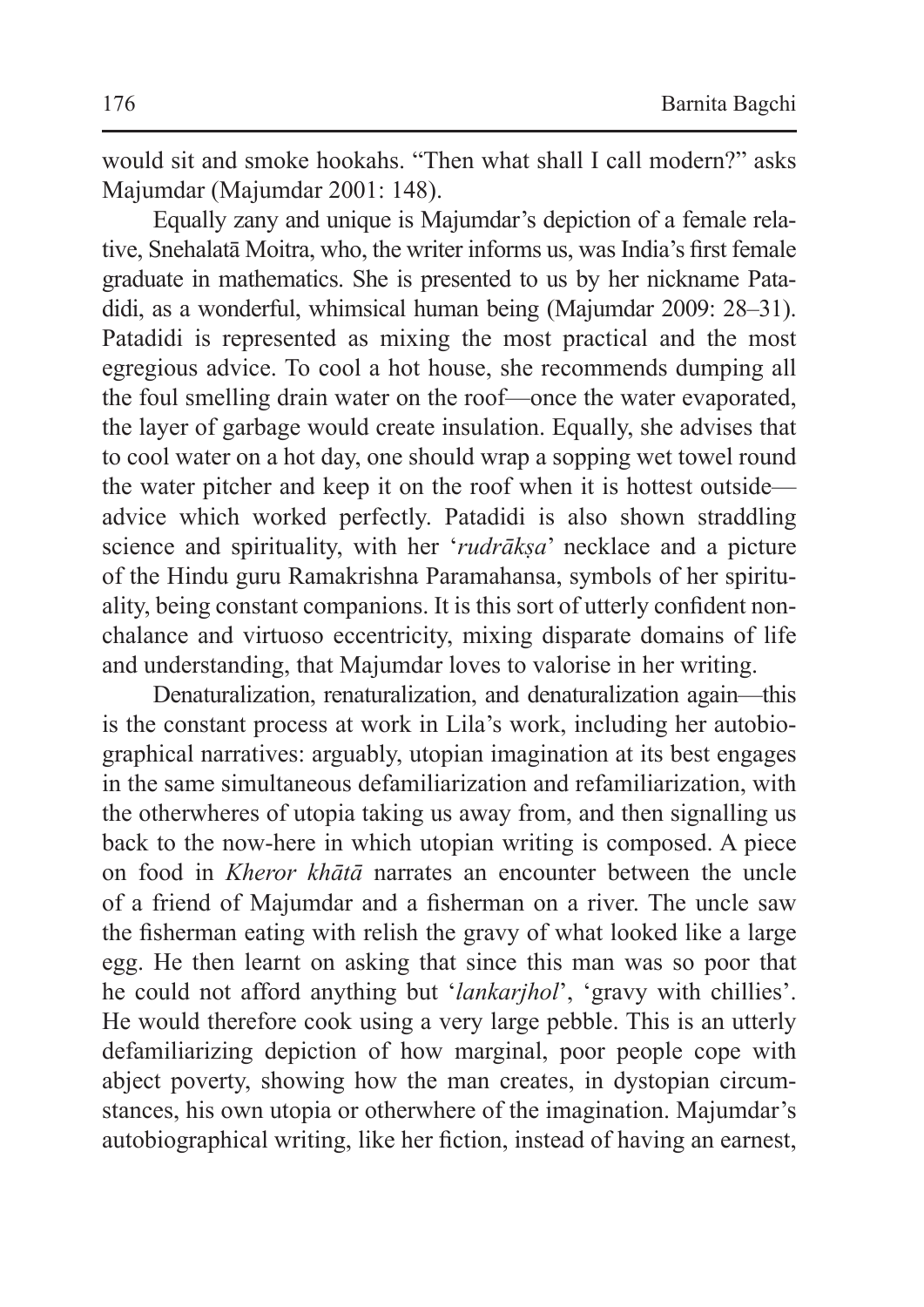would sit and smoke hookahs. "Then what shall I call modern?" asks Majumdar (Majumdar 2001: 148).

Equally zany and unique is Majumdar's depiction of a female relative, Snehalatā Moitra, who, the writer informs us, was India's first female graduate in mathematics. She is presented to us by her nickname Patadidi, as a wonderful, whimsical human being (Majumdar 2009: 28–31). Patadidi is represented as mixing the most practical and the most egregious advice. To cool a hot house, she recommends dumping all the foul smelling drain water on the roof—once the water evaporated, the layer of garbage would create insulation. Equally, she advises that to cool water on a hot day, one should wrap a sopping wet towel round the water pitcher and keep it on the roof when it is hottest outside—advice which worked perfectly. Patadidi is also shown straddling science and spirituality, with her '*rudrākṣa*' necklace and a picture of the Hindu guru Ramakrishna Paramahansa, symbols of her spirituality, being constant companions. It is this sort of utterly confident nonchalance and virtuoso eccentricity, mixing disparate domains of life and understanding, that Majumdar loves to valorise in her writing.

Denaturalization, renaturalization, and denaturalization again—this is the constant process at work in Lila's work, including her autobiographical narratives: arguably, utopian imagination at its best engages in the same simultaneous defamiliarization and refamiliarization, with the otherwheres of utopia taking us away from, and then signalling us back to the now-here in which utopian writing is composed. A piece on food in *Kheror khātā* narrates an encounter between the uncle of a friend of Majumdar and a fisherman on a river. The uncle saw the fisherman eating with relish the gravy of what looked like a large egg. He then learnt on asking that since this man was so poor that he could not afford anything but '*lankarjhol*', 'gravy with chillies'. He would therefore cook using a very large pebble. This is an utterly defamiliarizing depiction of how marginal, poor people cope with abject poverty, showing how the man creates, in dystopian circumstances, his own utopia or otherwhere of the imagination. Majumdar's autobiographical writing, like her fiction, instead of having an earnest,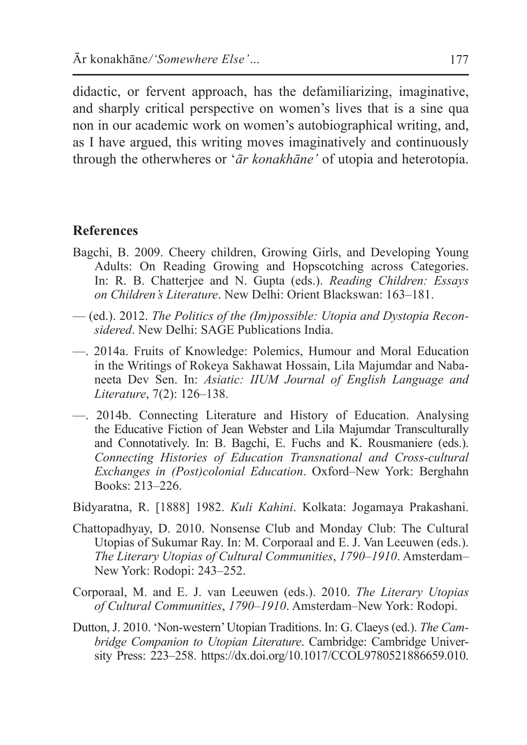didactic, or fervent approach, has the defamiliarizing, imaginative, and sharply critical perspective on women's lives that is a sine qua non in our academic work on women's autobiographical writing, and, as I have argued, this writing moves imaginatively and continuously through the otherwheres or '*ār konakhāne'* of utopia and heterotopia.

## References

Bagchi, B. 2009. Cheery children, Growing Girls, and Developing Young Adults: On Reading Growing and Hopscotching across Categories. In: R. B. Chatterjee and N. Gupta (eds.). *Reading Children: Essays on Children's Literature*. New Delhi: Orient Blackswan: 163–181.

— (ed.). 2012. *The Politics of the (Im)possible: Utopia and Dystopia Reconsidered*. New Delhi: SAGE Publications India.

—. 2014a. Fruits of Knowledge: Polemics, Humour and Moral Education in the Writings of Rokeya Sakhawat Hossain, Lila Majumdar and Nabaneeta Dev Sen. In: *Asiatic: IIUM Journal of English Language and Literature*, 7(2): 126–138.

—. 2014b. Connecting Literature and History of Education. Analysing the Educative Fiction of Jean Webster and Lila Majumdar Transculturally and Connotatively. In: B. Bagchi, E. Fuchs and K. Rousmaniere (eds.). *Connecting Histories of Education Transnational and Cross-cultural Exchanges in (Post)colonial Education*. Oxford–New York: Berghahn Books: 213–226.

Bidyaratna, R. [1888] 1982. *Kuli Kahini*. Kolkata: Jogamaya Prakashani.

Chattopadhyay, D. 2010. Nonsense Club and Monday Club: The Cultural Utopias of Sukumar Ray. In: M. Corporaal and E. J. Van Leeuwen (eds.). *The Literary Utopias of Cultural Communities*, *1790–1910*. Amsterdam–New York: Rodopi: 243–252.

Corporaal, M. and E. J. van Leeuwen (eds.). 2010. *The Literary Utopias of Cultural Communities*, *1790–1910*. Amsterdam–New York: Rodopi.

Dutton, J. 2010. 'Non-western' Utopian Traditions. In: G. Claeys (ed.). *The Cambridge Companion to Utopian Literature*. Cambridge: Cambridge University Press: 223–258. https://dx.doi.org/10.1017/CCOL9780521886659.010.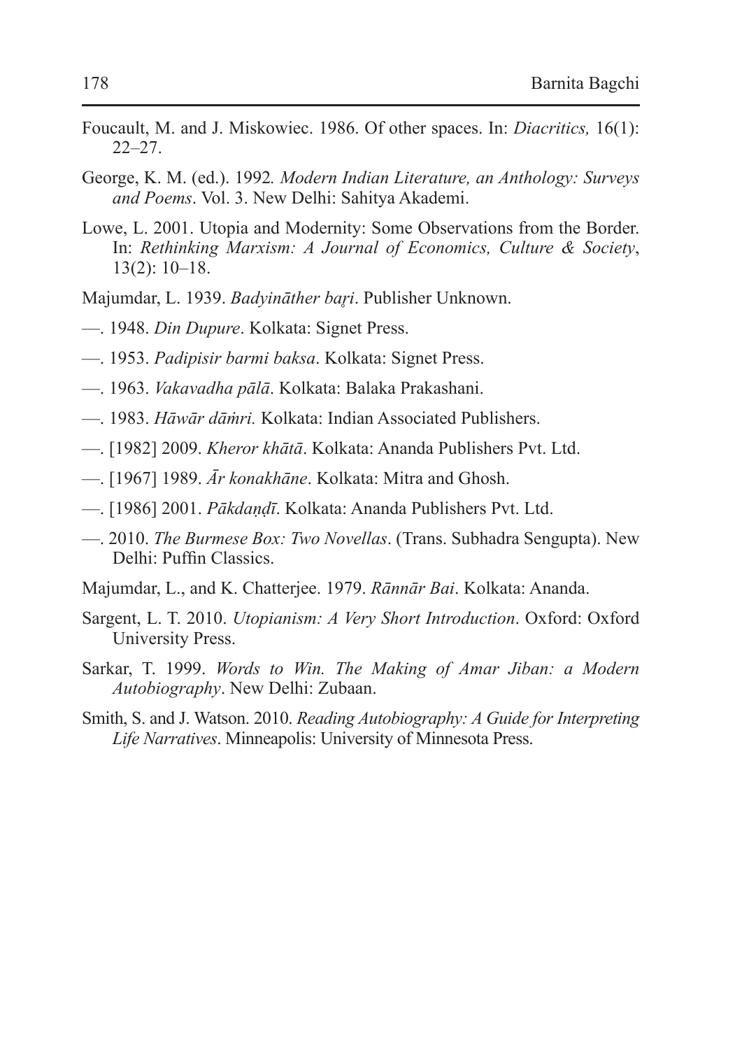Foucault, M. and J. Miskowiec. 1986. Of other spaces. In: *Diacritics,* 16(1): 22–27.

George, K. M. (ed.). 1992. *Modern Indian Literature, an Anthology: Surveys and Poems*. Vol. 3. New Delhi: Sahitya Akademi.

Lowe, L. 2001. Utopia and Modernity: Some Observations from the Border. In: *Rethinking Marxism: A Journal of Economics, Culture & Society*, 13(2): 10–18.

Majumdar, L. 1939. *Badyināther baṛi*. Publisher Unknown.

—. 1948. *Din Dupure*. Kolkata: Signet Press.

—. 1953. *Padipisir barmi baksa*. Kolkata: Signet Press.

—. 1963. *Vakavadha pālā*. Kolkata: Balaka Prakashani.

—. 1983. *Hāwār dāṁri.* Kolkata: Indian Associated Publishers.

—. [1982] 2009. *Kheror khātā*. Kolkata: Ananda Publishers Pvt. Ltd.

—. [1967] 1989. *Ār konakhāne*. Kolkata: Mitra and Ghosh.

—. [1986] 2001. *Pākdaṇḍī*. Kolkata: Ananda Publishers Pvt. Ltd.

—. 2010. *The Burmese Box: Two Novellas*. (Trans. Subhadra Sengupta). New Delhi: Puffin Classics.

Majumdar, L., and K. Chatterjee. 1979. *Rānnār Bai*. Kolkata: Ananda.

Sargent, L. T. 2010. *Utopianism: A Very Short Introduction*. Oxford: Oxford University Press.

Sarkar, T. 1999. *Words to Win. The Making of Amar Jiban: a Modern Autobiography*. New Delhi: Zubaan.

Smith, S. and J. Watson. 2010. *Reading Autobiography: A Guide for Interpreting Life Narratives*. Minneapolis: University of Minnesota Press.